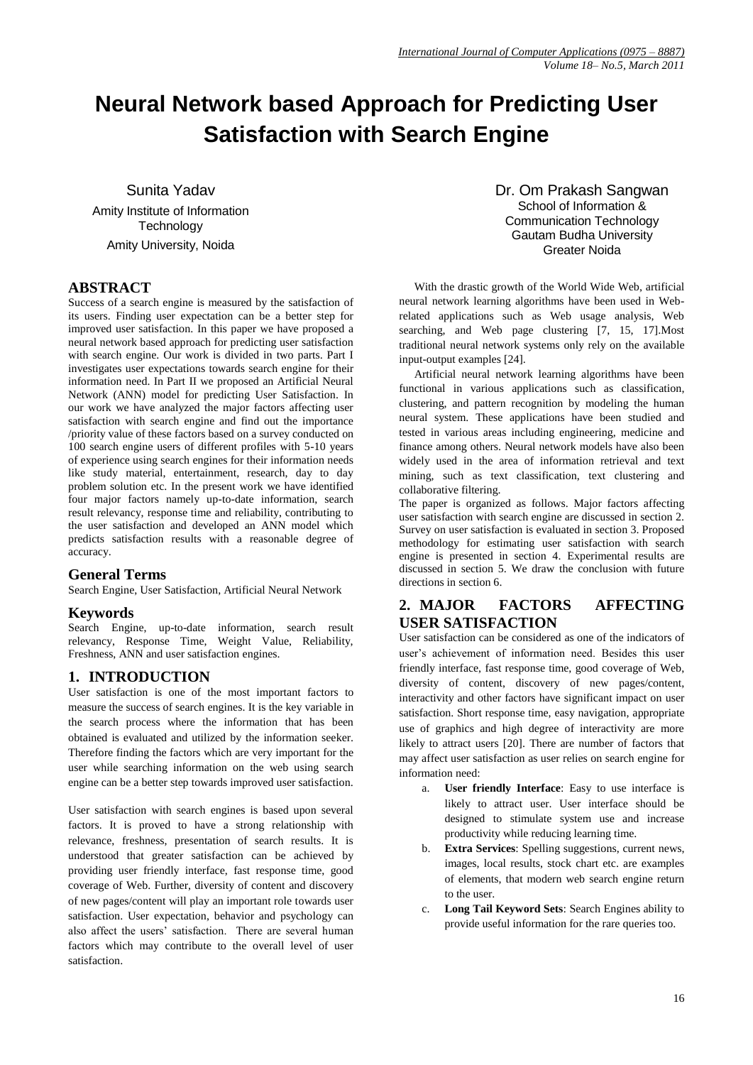# Neural Network based Approach for Predicting User Satisfaction with Search Engine

Sunita Yadav
Amity Institute of Information Technology
Amity University, Noida

Dr. Om Prakash Sangwan
School of Information & Communication Technology
Gautam Budha University
Greater Noida

## ABSTRACT

Success of a search engine is measured by the satisfaction of its users. Finding user expectation can be a better step for improved user satisfaction. In this paper we have proposed a neural network based approach for predicting user satisfaction with search engine. Our work is divided in two parts. Part I investigates user expectations towards search engine for their information need. In Part II we proposed an Artificial Neural Network (ANN) model for predicting User Satisfaction. In our work we have analyzed the major factors affecting user satisfaction with search engine and find out the importance /priority value of these factors based on a survey conducted on 100 search engine users of different profiles with 5-10 years of experience using search engines for their information needs like study material, entertainment, research, day to day problem solution etc. In the present work we have identified four major factors namely up-to-date information, search result relevancy, response time and reliability, contributing to the user satisfaction and developed an ANN model which predicts satisfaction results with a reasonable degree of accuracy.

### General Terms

Search Engine, User Satisfaction, Artificial Neural Network

### Keywords

Search Engine, up-to-date information, search result relevancy, Response Time, Weight Value, Reliability, Freshness, ANN and user satisfaction engines.

## 1. INTRODUCTION

User satisfaction is one of the most important factors to measure the success of search engines. It is the key variable in the search process where the information that has been obtained is evaluated and utilized by the information seeker. Therefore finding the factors which are very important for the user while searching information on the web using search engine can be a better step towards improved user satisfaction.

User satisfaction with search engines is based upon several factors. It is proved to have a strong relationship with relevance, freshness, presentation of search results. It is understood that greater satisfaction can be achieved by providing user friendly interface, fast response time, good coverage of Web. Further, diversity of content and discovery of new pages/content will play an important role towards user satisfaction. User expectation, behavior and psychology can also affect the users' satisfaction. There are several human factors which may contribute to the overall level of user satisfaction.

With the drastic growth of the World Wide Web, artificial neural network learning algorithms have been used in Web-related applications such as Web usage analysis, Web searching, and Web page clustering [7, 15, 17].Most traditional neural network systems only rely on the available input-output examples [24].

Artificial neural network learning algorithms have been functional in various applications such as classification, clustering, and pattern recognition by modeling the human neural system. These applications have been studied and tested in various areas including engineering, medicine and finance among others. Neural network models have also been widely used in the area of information retrieval and text mining, such as text classification, text clustering and collaborative filtering.

The paper is organized as follows. Major factors affecting user satisfaction with search engine are discussed in section 2. Survey on user satisfaction is evaluated in section 3. Proposed methodology for estimating user satisfaction with search engine is presented in section 4. Experimental results are discussed in section 5. We draw the conclusion with future directions in section 6.

## 2. MAJOR FACTORS AFFECTING USER SATISFACTION

User satisfaction can be considered as one of the indicators of user's achievement of information need. Besides this user friendly interface, fast response time, good coverage of Web, diversity of content, discovery of new pages/content, interactivity and other factors have significant impact on user satisfaction. Short response time, easy navigation, appropriate use of graphics and high degree of interactivity are more likely to attract users [20]. There are number of factors that may affect user satisfaction as user relies on search engine for information need:

a. **User friendly Interface**: Easy to use interface is likely to attract user. User interface should be designed to stimulate system use and increase productivity while reducing learning time.
b. **Extra Services**: Spelling suggestions, current news, images, local results, stock chart etc. are examples of elements, that modern web search engine return to the user.
c. **Long Tail Keyword Sets**: Search Engines ability to provide useful information for the rare queries too.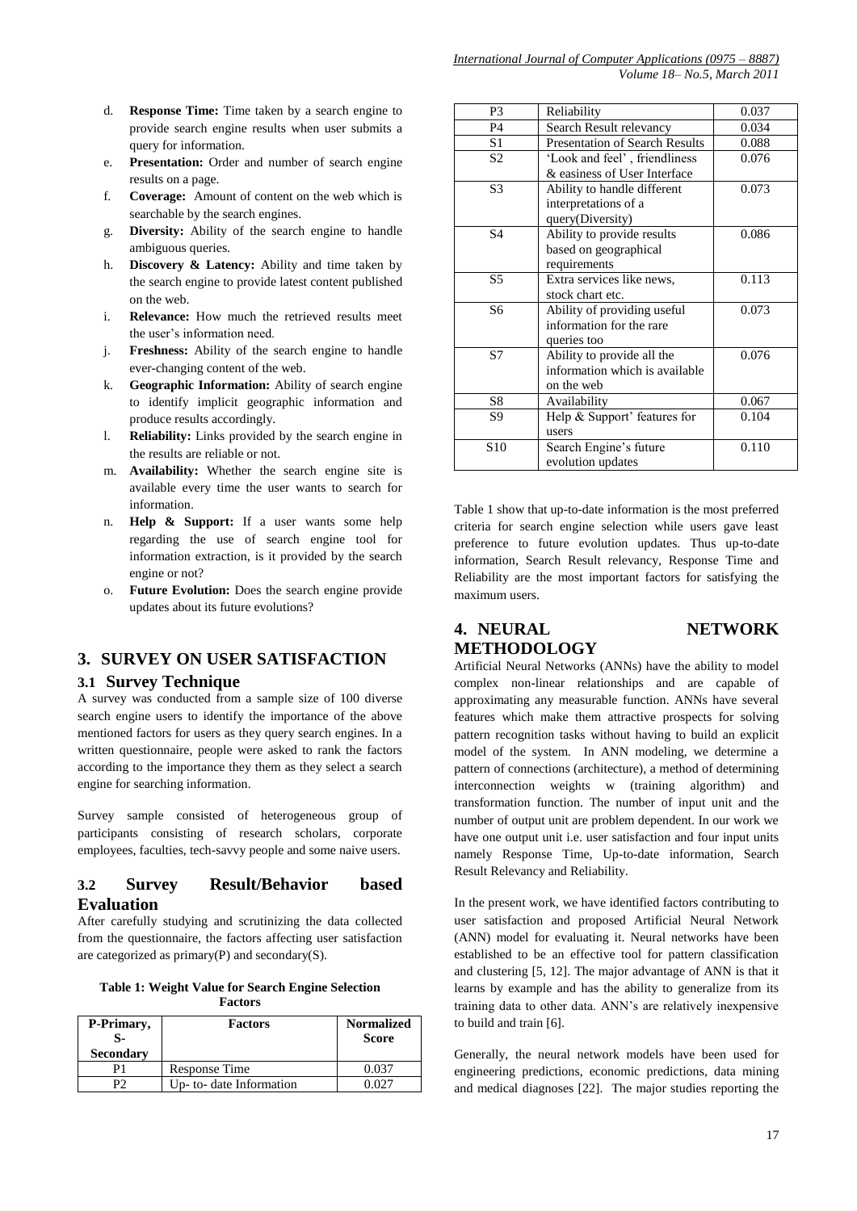d. **Response Time:** Time taken by a search engine to provide search engine results when user submits a query for information.
e. **Presentation:** Order and number of search engine results on a page.
f. **Coverage:** Amount of content on the web which is searchable by the search engines.
g. **Diversity:** Ability of the search engine to handle ambiguous queries.
h. **Discovery & Latency:** Ability and time taken by the search engine to provide latest content published on the web.
i. **Relevance:** How much the retrieved results meet the user's information need.
j. **Freshness:** Ability of the search engine to handle ever-changing content of the web.
k. **Geographic Information:** Ability of search engine to identify implicit geographic information and produce results accordingly.
l. **Reliability:** Links provided by the search engine in the results are reliable or not.
m. **Availability:** Whether the search engine site is available every time the user wants to search for information.
n. **Help & Support:** If a user wants some help regarding the use of search engine tool for information extraction, is it provided by the search engine or not?
o. **Future Evolution:** Does the search engine provide updates about its future evolutions?

## 3. SURVEY ON USER SATISFACTION

### 3.1 Survey Technique

A survey was conducted from a sample size of 100 diverse search engine users to identify the importance of the above mentioned factors for users as they query search engines. In a written questionnaire, people were asked to rank the factors according to the importance they them as they select a search engine for searching information.

Survey sample consisted of heterogeneous group of participants consisting of research scholars, corporate employees, faculties, tech-savvy people and some naive users.

### 3.2 Survey Result/Behavior based Evaluation

After carefully studying and scrutinizing the data collected from the questionnaire, the factors affecting user satisfaction are categorized as primary(P) and secondary(S).

**Table 1: Weight Value for Search Engine Selection Factors**

| P-Primary, S-Secondary | Factors | Normalized Score |
|---|---|---|
| P1 | Response Time | 0.037 |
| P2 | Up- to- date Information | 0.027 |
| P3 | Reliability | 0.037 |
| P4 | Search Result relevancy | 0.034 |
| S1 | Presentation of Search Results | 0.088 |
| S2 | 'Look and feel' , friendliness & easiness of User Interface | 0.076 |
| S3 | Ability to handle different interpretations of a query(Diversity) | 0.073 |
| S4 | Ability to provide results based on geographical requirements | 0.086 |
| S5 | Extra services like news, stock chart etc. | 0.113 |
| S6 | Ability of providing useful information for the rare queries too | 0.073 |
| S7 | Ability to provide all the information which is available on the web | 0.076 |
| S8 | Availability | 0.067 |
| S9 | Help & Support' features for users | 0.104 |
| S10 | Search Engine's future evolution updates | 0.110 |

Table 1 show that up-to-date information is the most preferred criteria for search engine selection while users gave least preference to future evolution updates. Thus up-to-date information, Search Result relevancy, Response Time and Reliability are the most important factors for satisfying the maximum users.

## 4. NEURAL NETWORK METHODOLOGY

Artificial Neural Networks (ANNs) have the ability to model complex non-linear relationships and are capable of approximating any measurable function. ANNs have several features which make them attractive prospects for solving pattern recognition tasks without having to build an explicit model of the system. In ANN modeling, we determine a pattern of connections (architecture), a method of determining interconnection weights w (training algorithm) and transformation function. The number of input unit and the number of output unit are problem dependent. In our work we have one output unit i.e. user satisfaction and four input units namely Response Time, Up-to-date information, Search Result Relevancy and Reliability.

In the present work, we have identified factors contributing to user satisfaction and proposed Artificial Neural Network (ANN) model for evaluating it. Neural networks have been established to be an effective tool for pattern classification and clustering [5, 12]. The major advantage of ANN is that it learns by example and has the ability to generalize from its training data to other data. ANN's are relatively inexpensive to build and train [6].

Generally, the neural network models have been used for engineering predictions, economic predictions, data mining and medical diagnoses [22]. The major studies reporting the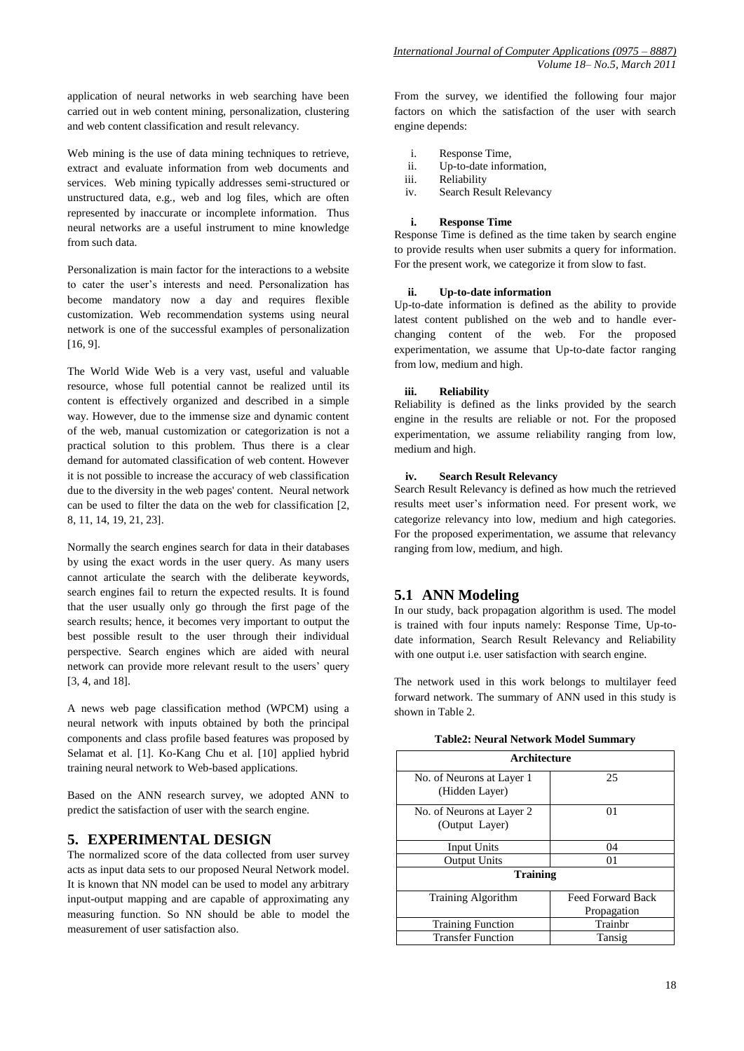application of neural networks in web searching have been carried out in web content mining, personalization, clustering and web content classification and result relevancy.

Web mining is the use of data mining techniques to retrieve, extract and evaluate information from web documents and services. Web mining typically addresses semi-structured or unstructured data, e.g., web and log files, which are often represented by inaccurate or incomplete information. Thus neural networks are a useful instrument to mine knowledge from such data.

Personalization is main factor for the interactions to a website to cater the user's interests and need. Personalization has become mandatory now a day and requires flexible customization. Web recommendation systems using neural network is one of the successful examples of personalization [16, 9].

The World Wide Web is a very vast, useful and valuable resource, whose full potential cannot be realized until its content is effectively organized and described in a simple way. However, due to the immense size and dynamic content of the web, manual customization or categorization is not a practical solution to this problem. Thus there is a clear demand for automated classification of web content. However it is not possible to increase the accuracy of web classification due to the diversity in the web pages' content. Neural network can be used to filter the data on the web for classification [2, 8, 11, 14, 19, 21, 23].

Normally the search engines search for data in their databases by using the exact words in the user query. As many users cannot articulate the search with the deliberate keywords, search engines fail to return the expected results. It is found that the user usually only go through the first page of the search results; hence, it becomes very important to output the best possible result to the user through their individual perspective. Search engines which are aided with neural network can provide more relevant result to the users' query [3, 4, and 18].

A news web page classification method (WPCM) using a neural network with inputs obtained by both the principal components and class profile based features was proposed by Selamat et al. [1]. Ko-Kang Chu et al. [10] applied hybrid training neural network to Web-based applications.

Based on the ANN research survey, we adopted ANN to predict the satisfaction of user with the search engine.

## 5. EXPERIMENTAL DESIGN

The normalized score of the data collected from user survey acts as input data sets to our proposed Neural Network model. It is known that NN model can be used to model any arbitrary input-output mapping and are capable of approximating any measuring function. So NN should be able to model the measurement of user satisfaction also.

From the survey, we identified the following four major factors on which the satisfaction of the user with search engine depends:

i. Response Time,
ii. Up-to-date information,
iii. Reliability
iv. Search Result Relevancy

**i. Response Time**

Response Time is defined as the time taken by search engine to provide results when user submits a query for information. For the present work, we categorize it from slow to fast.

**ii. Up-to-date information**

Up-to-date information is defined as the ability to provide latest content published on the web and to handle ever-changing content of the web. For the proposed experimentation, we assume that Up-to-date factor ranging from low, medium and high.

**iii. Reliability**

Reliability is defined as the links provided by the search engine in the results are reliable or not. For the proposed experimentation, we assume reliability ranging from low, medium and high.

**iv. Search Result Relevancy**

Search Result Relevancy is defined as how much the retrieved results meet user's information need. For present work, we categorize relevancy into low, medium and high categories. For the proposed experimentation, we assume that relevancy ranging from low, medium, and high.

### 5.1 ANN Modeling

In our study, back propagation algorithm is used. The model is trained with four inputs namely: Response Time, Up-to-date information, Search Result Relevancy and Reliability with one output i.e. user satisfaction with search engine.

The network used in this work belongs to multilayer feed forward network. The summary of ANN used in this study is shown in Table 2.

**Table2: Neural Network Model Summary**

| Architecture | |
|---|---|
| No. of Neurons at Layer 1 (Hidden Layer) | 25 |
| No. of Neurons at Layer 2 (Output Layer) | 01 |
| Input Units | 04 |
| Output Units | 01 |
| **Training** | |
| Training Algorithm | Feed Forward Back Propagation |
| Training Function | Trainbr |
| Transfer Function | Tansig |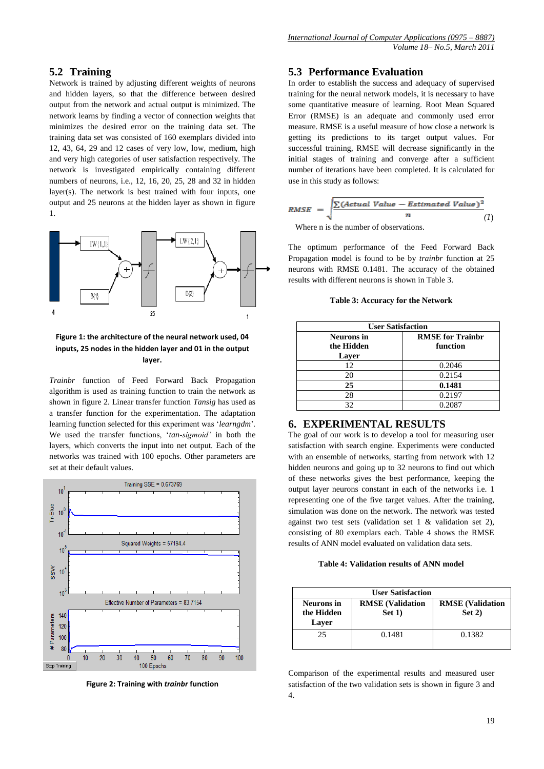## 5.2 Training

Network is trained by adjusting different weights of neurons and hidden layers, so that the difference between desired output from the network and actual output is minimized. The network learns by finding a vector of connection weights that minimizes the desired error on the training data set. The training data set was consisted of 160 exemplars divided into 12, 43, 64, 29 and 12 cases of very low, low, medium, high and very high categories of user satisfaction respectively. The network is investigated empirically containing different numbers of neurons, i.e., 12, 16, 20, 25, 28 and 32 in hidden layer(s). The network is best trained with four inputs, one output and 25 neurons at the hidden layer as shown in figure 1.

**Figure 1: the architecture of the neural network used, 04 inputs, 25 nodes in the hidden layer and 01 in the output layer.**

*Trainbr* function of Feed Forward Back Propagation algorithm is used as training function to train the network as shown in figure 2. Linear transfer function *Tansig* has used as a transfer function for the experimentation. The adaptation learning function selected for this experiment was '*learngdm*'. We used the transfer functions, '*tan-sigmoid'* in both the layers, which converts the input into net output. Each of the networks was trained with 100 epochs. Other parameters are set at their default values.

**Figure 2: Training with *trainbr* function**

## 5.3 Performance Evaluation

In order to establish the success and adequacy of supervised training for the neural network models, it is necessary to have some quantitative measure of learning. Root Mean Squared Error (RMSE) is an adequate and commonly used error measure. RMSE is a useful measure of how close a network is getting its predictions to its target output values. For successful training, RMSE will decrease significantly in the initial stages of training and converge after a sufficient number of iterations have been completed. It is calculated for use in this study as follows:

$$RMSE = \sqrt{\frac{\sum(Actual\ Value - Estimated\ Value)^2}{n}} \quad (1)$$

Where n is the number of observations.

The optimum performance of the Feed Forward Back Propagation model is found to be by *trainbr* function at 25 neurons with RMSE 0.1481. The accuracy of the obtained results with different neurons is shown in Table 3.

**Table 3: Accuracy for the Network**

| User Satisfaction | |
|---|---|
| **Neurons in the Hidden Layer** | **RMSE for Trainbr function** |
| 12 | 0.2046 |
| 20 | 0.2154 |
| **25** | **0.1481** |
| 28 | 0.2197 |
| 32 | 0.2087 |

# 6. EXPERIMENTAL RESULTS

The goal of our work is to develop a tool for measuring user satisfaction with search engine. Experiments were conducted with an ensemble of networks, starting from network with 12 hidden neurons and going up to 32 neurons to find out which of these networks gives the best performance, keeping the output layer neurons constant in each of the networks i.e. 1 representing one of the five target values. After the training, simulation was done on the network. The network was tested against two test sets (validation set 1 & validation set 2), consisting of 80 exemplars each. Table 4 shows the RMSE results of ANN model evaluated on validation data sets.

**Table 4: Validation results of ANN model**

| User Satisfaction | | |
|---|---|---|
| **Neurons in the Hidden Layer** | **RMSE (Validation Set 1)** | **RMSE (Validation Set 2)** |
| 25 | 0.1481 | 0.1382 |

Comparison of the experimental results and measured user satisfaction of the two validation sets is shown in figure 3 and 4.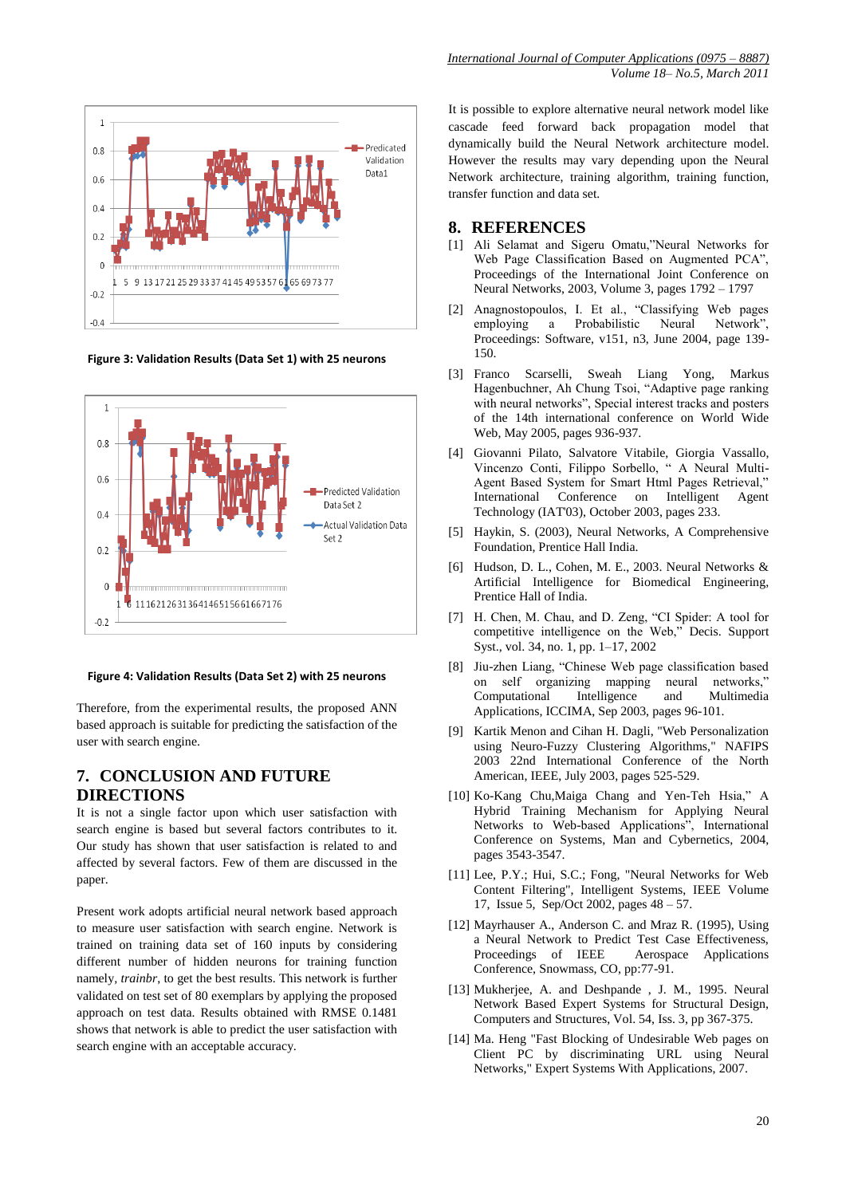Figure 3: Validation Results (Data Set 1) with 25 neurons

Figure 4: Validation Results (Data Set 2) with 25 neurons

Therefore, from the experimental results, the proposed ANN based approach is suitable for predicting the satisfaction of the user with search engine.

## 7. CONCLUSION AND FUTURE DIRECTIONS

It is not a single factor upon which user satisfaction with search engine is based but several factors contributes to it. Our study has shown that user satisfaction is related to and affected by several factors. Few of them are discussed in the paper.

Present work adopts artificial neural network based approach to measure user satisfaction with search engine. Network is trained on training data set of 160 inputs by considering different number of hidden neurons for training function namely, *trainbr*, to get the best results. This network is further validated on test set of 80 exemplars by applying the proposed approach on test data. Results obtained with RMSE 0.1481 shows that network is able to predict the user satisfaction with search engine with an acceptable accuracy.

It is possible to explore alternative neural network model like cascade feed forward back propagation model that dynamically build the Neural Network architecture model. However the results may vary depending upon the Neural Network architecture, training algorithm, training function, transfer function and data set.

## 8. REFERENCES

[1] Ali Selamat and Sigeru Omatu,"Neural Networks for Web Page Classification Based on Augmented PCA", Proceedings of the International Joint Conference on Neural Networks, 2003, Volume 3, pages 1792 – 1797

[2] Anagnostopoulos, I. Et al., "Classifying Web pages employing a Probabilistic Neural Network", Proceedings: Software, v151, n3, June 2004, page 139-150.

[3] Franco Scarselli, Sweah Liang Yong, Markus Hagenbuchner, Ah Chung Tsoi, "Adaptive page ranking with neural networks", Special interest tracks and posters of the 14th international conference on World Wide Web, May 2005, pages 936-937.

[4] Giovanni Pilato, Salvatore Vitabile, Giorgia Vassallo, Vincenzo Conti, Filippo Sorbello, " A Neural Multi-Agent Based System for Smart Html Pages Retrieval," International Conference on Intelligent Agent Technology (IAT'03), October 2003, pages 233.

[5] Haykin, S. (2003), Neural Networks, A Comprehensive Foundation, Prentice Hall India.

[6] Hudson, D. L., Cohen, M. E., 2003. Neural Networks & Artificial Intelligence for Biomedical Engineering, Prentice Hall of India.

[7] H. Chen, M. Chau, and D. Zeng, "CI Spider: A tool for competitive intelligence on the Web," Decis. Support Syst., vol. 34, no. 1, pp. 1–17, 2002

[8] Jiu-zhen Liang, "Chinese Web page classification based on self organizing mapping neural networks," Computational Intelligence and Multimedia Applications, ICCIMA, Sep 2003, pages 96-101.

[9] Kartik Menon and Cihan H. Dagli, "Web Personalization using Neuro-Fuzzy Clustering Algorithms," NAFIPS 2003 22nd International Conference of the North American, IEEE, July 2003, pages 525-529.

[10] Ko-Kang Chu,Maiga Chang and Yen-Teh Hsia," A Hybrid Training Mechanism for Applying Neural Networks to Web-based Applications", International Conference on Systems, Man and Cybernetics, 2004, pages 3543-3547.

[11] Lee, P.Y.; Hui, S.C.; Fong, "Neural Networks for Web Content Filtering", Intelligent Systems, IEEE Volume 17, Issue 5, Sep/Oct 2002, pages 48 – 57.

[12] Mayrhauser A., Anderson C. and Mraz R. (1995), Using a Neural Network to Predict Test Case Effectiveness, Proceedings of IEEE Aerospace Applications Conference, Snowmass, CO, pp:77-91.

[13] Mukherjee, A. and Deshpande , J. M., 1995. Neural Network Based Expert Systems for Structural Design, Computers and Structures, Vol. 54, Iss. 3, pp 367-375.

[14] Ma. Heng "Fast Blocking of Undesirable Web pages on Client PC by discriminating URL using Neural Networks," Expert Systems With Applications, 2007.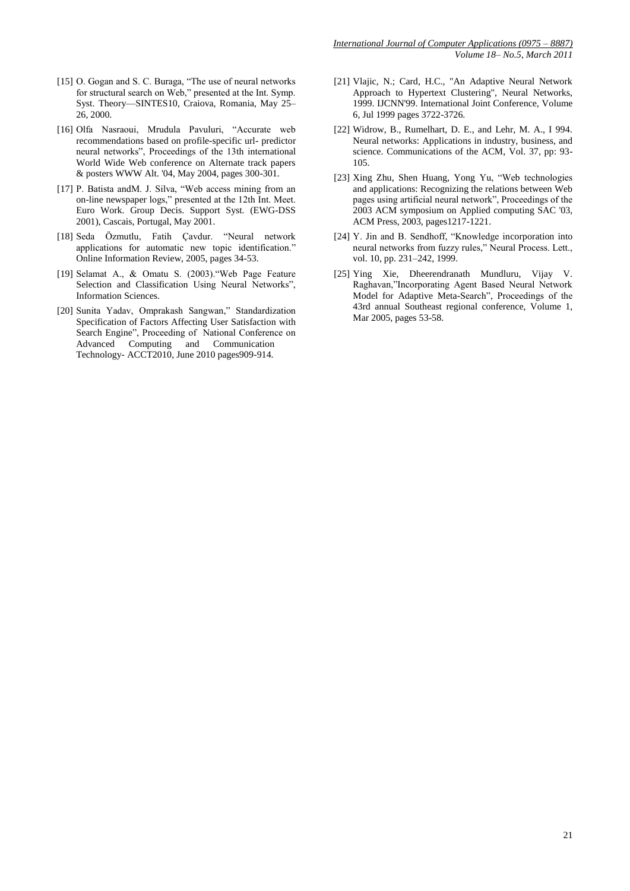[15] O. Gogan and S. C. Buraga, "The use of neural networks for structural search on Web," presented at the Int. Symp. Syst. Theory—SINTES10, Craiova, Romania, May 25–26, 2000.

[16] Olfa Nasraoui, Mrudula Pavuluri, "Accurate web recommendations based on profile-specific url- predictor neural networks", Proceedings of the 13th international World Wide Web conference on Alternate track papers & posters WWW Alt. '04, May 2004, pages 300-301.

[17] P. Batista andM. J. Silva, "Web access mining from an on-line newspaper logs," presented at the 12th Int. Meet. Euro Work. Group Decis. Support Syst. (EWG-DSS 2001), Cascais, Portugal, May 2001.

[18] Seda Özmutlu, Fatih Çavdur. "Neural network applications for automatic new topic identification." Online Information Review, 2005, pages 34-53.

[19] Selamat A., & Omatu S. (2003)."Web Page Feature Selection and Classification Using Neural Networks", Information Sciences.

[20] Sunita Yadav, Omprakash Sangwan," Standardization Specification of Factors Affecting User Satisfaction with Search Engine", Proceeding of National Conference on Advanced Computing and Communication Technology- ACCT2010, June 2010 pages909-914.

[21] Vlajic, N.; Card, H.C., "An Adaptive Neural Network Approach to Hypertext Clustering", Neural Networks, 1999. IJCNN'99. International Joint Conference, Volume 6, Jul 1999 pages 3722-3726.

[22] Widrow, B., Rumelhart, D. E., and Lehr, M. A., I 994. Neural networks: Applications in industry, business, and science. Communications of the ACM, Vol. 37, pp: 93-105.

[23] Xing Zhu, Shen Huang, Yong Yu, "Web technologies and applications: Recognizing the relations between Web pages using artificial neural network", Proceedings of the 2003 ACM symposium on Applied computing SAC '03, ACM Press, 2003, pages1217-1221.

[24] Y. Jin and B. Sendhoff, "Knowledge incorporation into neural networks from fuzzy rules," Neural Process. Lett., vol. 10, pp. 231–242, 1999.

[25] Ying Xie, Dheerendranath Mundluru, Vijay V. Raghavan,"Incorporating Agent Based Neural Network Model for Adaptive Meta-Search", Proceedings of the 43rd annual Southeast regional conference, Volume 1, Mar 2005, pages 53-58.